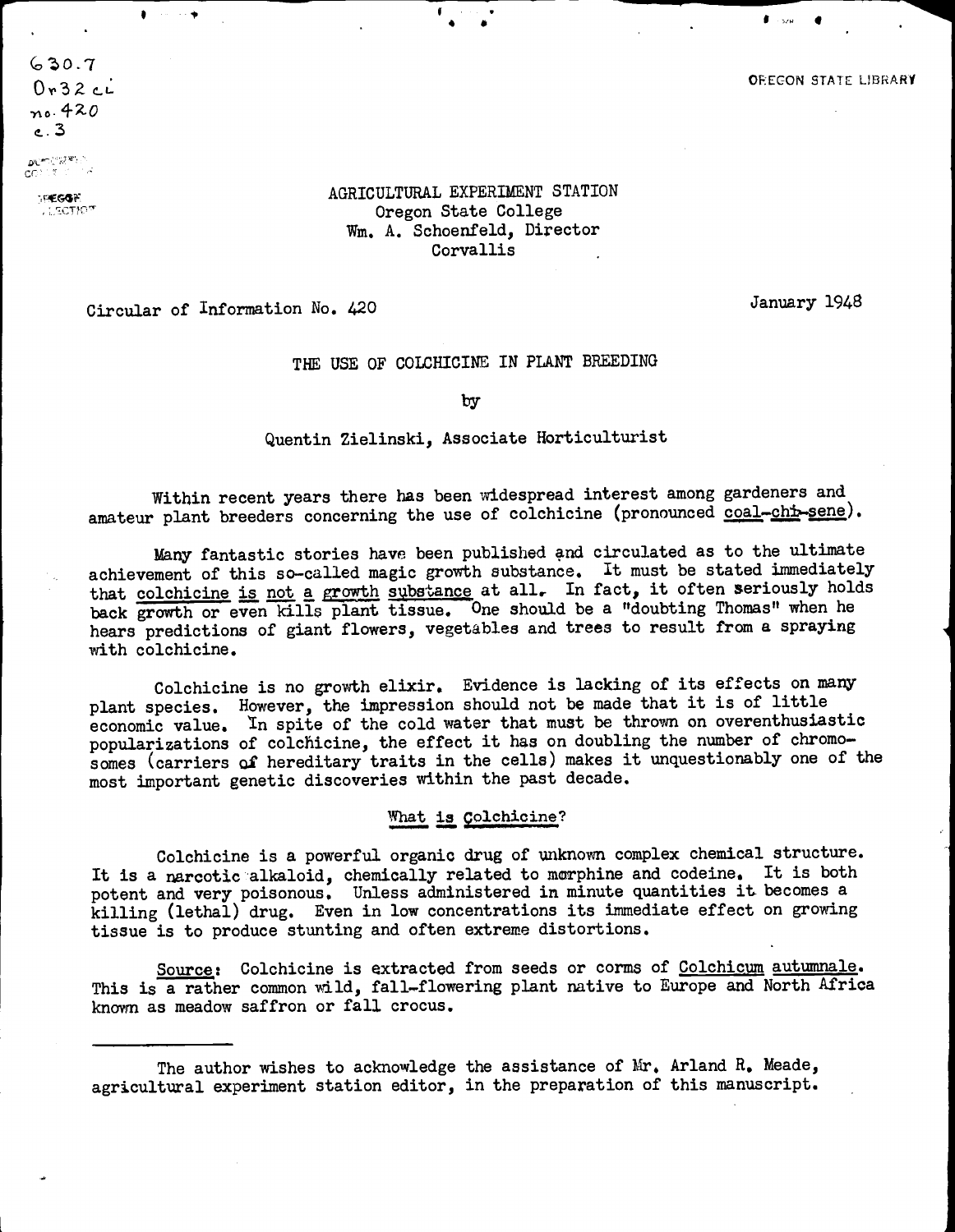AGRICULTURAL EXPERIMENT STATION
Oregon State College
Wm. A. Schoenfeld, Director
Corvallis

Circular of Information No. 420

January 1948

# THE USE OF COLCHICINE IN PLANT BREEDING

by

Quentin Zielinski, Associate Horticulturist

Within recent years there has been widespread interest among gardeners and amateur plant breeders concerning the use of colchicine (pronounced coal-chi-sene).

Many fantastic stories have been published and circulated as to the ultimate achievement of this so-called magic growth substance. It must be stated immediately that colchicine is not a growth substance at all. In fact, it often seriously holds back growth or even kills plant tissue. One should be a "doubting Thomas" when he hears predictions of giant flowers, vegetables and trees to result from a spraying with colchicine.

Colchicine is no growth elixir. Evidence is lacking of its effects on many plant species. However, the impression should not be made that it is of little economic value. In spite of the cold water that must be thrown on overenthusiastic popularizations of colchicine, the effect it has on doubling the number of chromosomes (carriers of hereditary traits in the cells) makes it unquestionably one of the most important genetic discoveries within the past decade.

## What is Colchicine?

Colchicine is a powerful organic drug of unknown complex chemical structure. It is a narcotic alkaloid, chemically related to morphine and codeine. It is both potent and very poisonous. Unless administered in minute quantities it becomes a killing (lethal) drug. Even in low concentrations its immediate effect on growing tissue is to produce stunting and often extreme distortions.

Source: Colchicine is extracted from seeds or corms of *Colchicum autumnale*. This is a rather common wild, fall-flowering plant native to Europe and North Africa known as meadow saffron or fall crocus.

---

The author wishes to acknowledge the assistance of Mr. Arland R. Meade, agricultural experiment station editor, in the preparation of this manuscript.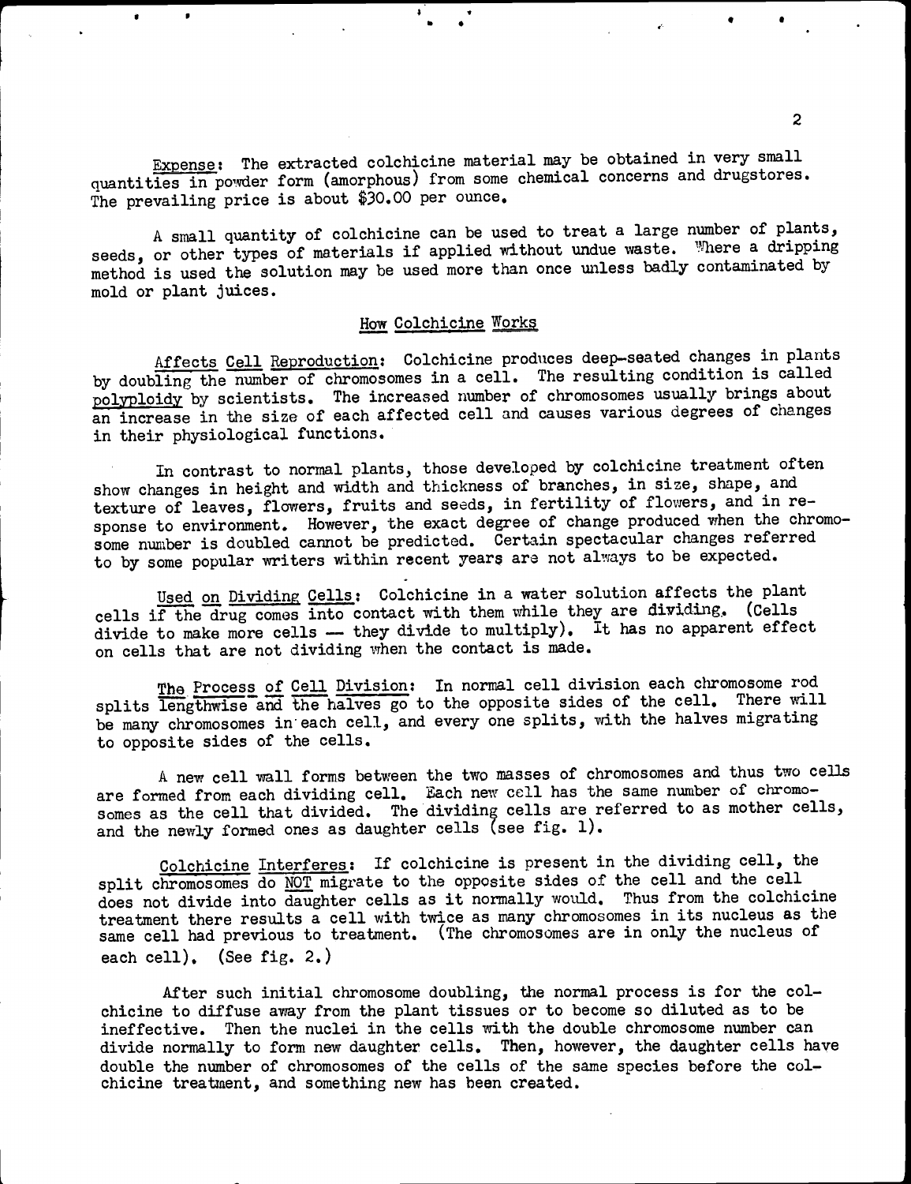Expense: The extracted colchicine material may be obtained in very small quantities in powder form (amorphous) from some chemical concerns and drugstores. The prevailing price is about $30.00 per ounce.

A small quantity of colchicine can be used to treat a large number of plants, seeds, or other types of materials if applied without undue waste. Where a dripping method is used the solution may be used more than once unless badly contaminated by mold or plant juices.

## How Colchicine Works

Affects Cell Reproduction: Colchicine produces deep-seated changes in plants by doubling the number of chromosomes in a cell. The resulting condition is called polyploidy by scientists. The increased number of chromosomes usually brings about an increase in the size of each affected cell and causes various degrees of changes in their physiological functions.

In contrast to normal plants, those developed by colchicine treatment often show changes in height and width and thickness of branches, in size, shape, and texture of leaves, flowers, fruits and seeds, in fertility of flowers, and in response to environment. However, the exact degree of change produced when the chromosome number is doubled cannot be predicted. Certain spectacular changes referred to by some popular writers within recent years are not always to be expected.

Used on Dividing Cells: Colchicine in a water solution affects the plant cells if the drug comes into contact with them while they are dividing. (Cells divide to make more cells — they divide to multiply). It has no apparent effect on cells that are not dividing when the contact is made.

The Process of Cell Division: In normal cell division each chromosome rod splits lengthwise and the halves go to the opposite sides of the cell. There will be many chromosomes in each cell, and every one splits, with the halves migrating to opposite sides of the cells.

A new cell wall forms between the two masses of chromosomes and thus two cells are formed from each dividing cell. Each new cell has the same number of chromosomes as the cell that divided. The dividing cells are referred to as mother cells, and the newly formed ones as daughter cells (see fig. 1).

Colchicine Interferes: If colchicine is present in the dividing cell, the split chromosomes do NOT migrate to the opposite sides of the cell and the cell does not divide into daughter cells as it normally would. Thus from the colchicine treatment there results a cell with twice as many chromosomes in its nucleus as the same cell had previous to treatment. (The chromosomes are in only the nucleus of each cell). (See fig. 2.)

After such initial chromosome doubling, the normal process is for the colchicine to diffuse away from the plant tissues or to become so diluted as to be ineffective. Then the nuclei in the cells with the double chromosome number can divide normally to form new daughter cells. Then, however, the daughter cells have double the number of chromosomes of the cells of the same species before the colchicine treatment, and something new has been created.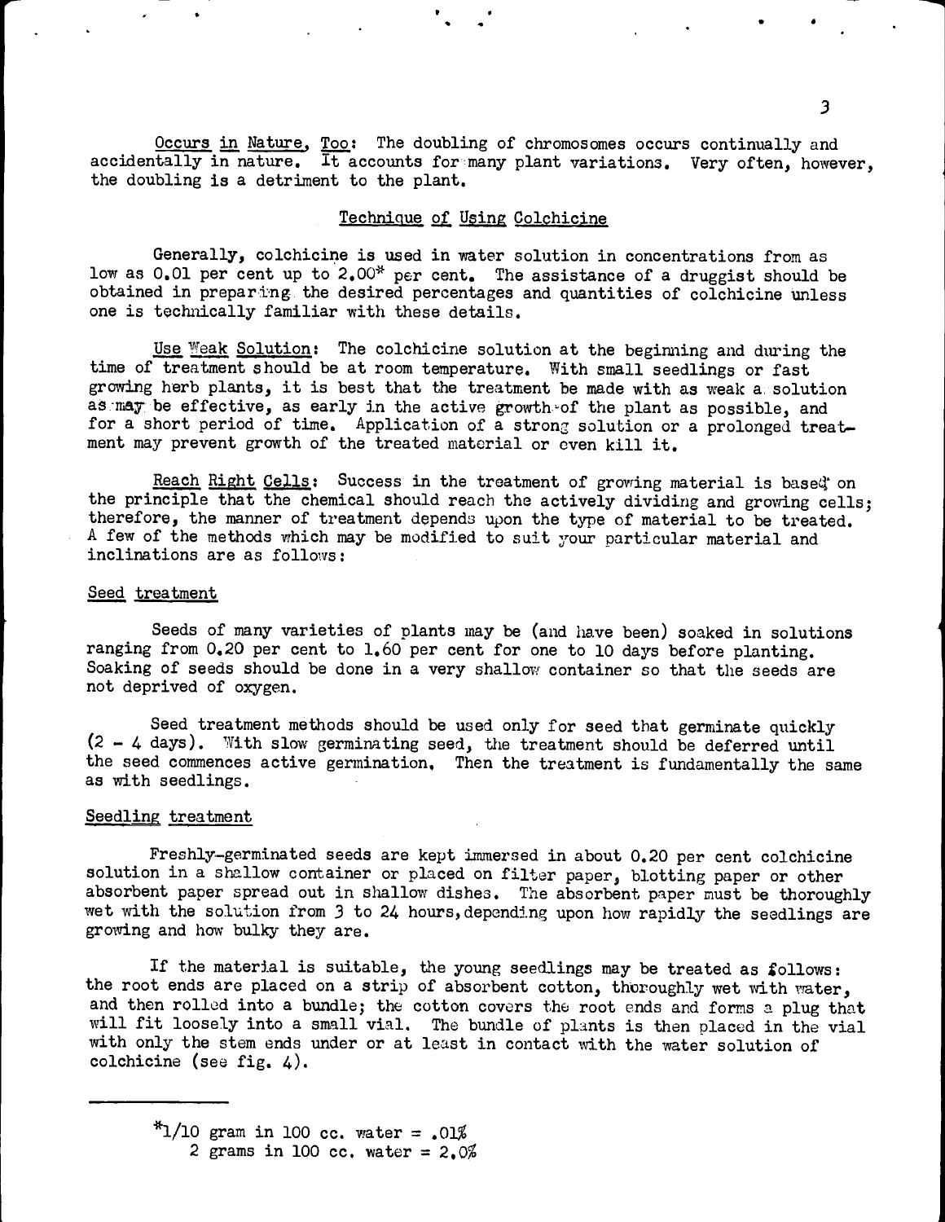__Occurs in Nature, Too:__ The doubling of chromosomes occurs continually and accidentally in nature. It accounts for many plant variations. Very often, however, the doubling is a detriment to the plant.

## Technique of Using Colchicine

Generally, colchicine is used in water solution in concentrations from as low as 0.01 per cent up to 2.00* per cent. The assistance of a druggist should be obtained in preparing the desired percentages and quantities of colchicine unless one is technically familiar with these details.

__Use Weak Solution:__ The colchicine solution at the beginning and during the time of treatment should be at room temperature. With small seedlings or fast growing herb plants, it is best that the treatment be made with as weak a solution as may be effective, as early in the active growth of the plant as possible, and for a short period of time. Application of a strong solution or a prolonged treatment may prevent growth of the treated material or even kill it.

__Reach Right Cells:__ Success in the treatment of growing material is based on the principle that the chemical should reach the actively dividing and growing cells; therefore, the manner of treatment depends upon the type of material to be treated. A few of the methods which may be modified to suit your particular material and inclinations are as follows:

### Seed treatment

Seeds of many varieties of plants may be (and have been) soaked in solutions ranging from 0.20 per cent to 1.60 per cent for one to 10 days before planting. Soaking of seeds should be done in a very shallow container so that the seeds are not deprived of oxygen.

Seed treatment methods should be used only for seed that germinate quickly (2 - 4 days). With slow germinating seed, the treatment should be deferred until the seed commences active germination. Then the treatment is fundamentally the same as with seedlings.

### Seedling treatment

Freshly-germinated seeds are kept immersed in about 0.20 per cent colchicine solution in a shallow container or placed on filter paper, blotting paper or other absorbent paper spread out in shallow dishes. The absorbent paper must be thoroughly wet with the solution from 3 to 24 hours, depending upon how rapidly the seedlings are growing and how bulky they are.

If the material is suitable, the young seedlings may be treated as follows: the root ends are placed on a strip of absorbent cotton, thoroughly wet with water, and then rolled into a bundle; the cotton covers the root ends and forms a plug that will fit loosely into a small vial. The bundle of plants is then placed in the vial with only the stem ends under or at least in contact with the water solution of colchicine (see fig. 4).

---

*1/10 gram in 100 cc. water = .01%
2 grams in 100 cc. water = 2.0%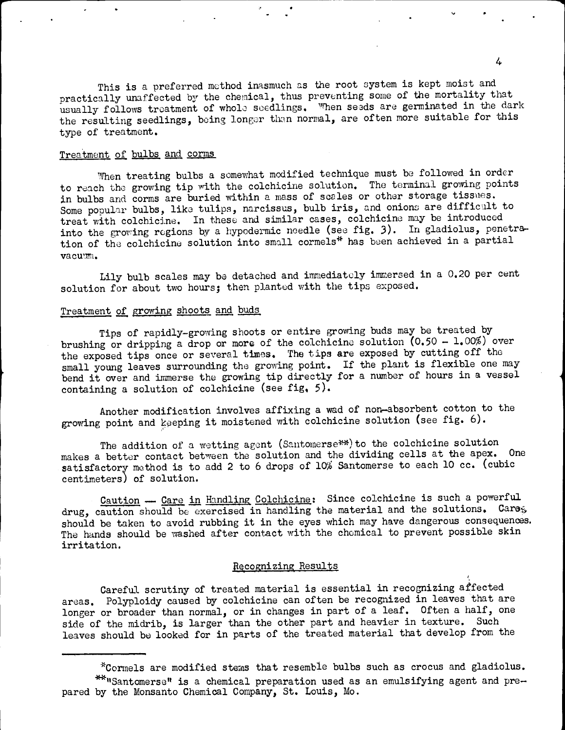This is a preferred method inasmuch as the root system is kept moist and practically unaffected by the chemical, thus preventing some of the mortality that usually follows treatment of whole seedlings. When seeds are germinated in the dark the resulting seedlings, being longer than normal, are often more suitable for this type of treatment.

Treatment of bulbs and corms

When treating bulbs a somewhat modified technique must be followed in order to reach the growing tip with the colchicine solution. The terminal growing points in bulbs and corms are buried within a mass of scales or other storage tissues. Some popular bulbs, like tulips, narcissus, bulb iris, and onions are difficult to treat with colchicine. In these and similar cases, colchicine may be introduced into the growing regions by a hypodermic needle (see fig. 3). In gladiolus, penetration of the colchicine solution into small cormels* has been achieved in a partial vacuum.

Lily bulb scales may be detached and immediately immersed in a 0.20 per cent solution for about two hours; then planted with the tips exposed.

Treatment of growing shoots and buds

Tips of rapidly-growing shoots or entire growing buds may be treated by brushing or dripping a drop or more of the colchicine solution (0.50 - 1.00%) over the exposed tips once or several times. The tips are exposed by cutting off the small young leaves surrounding the growing point. If the plant is flexible one may bend it over and immerse the growing tip directly for a number of hours in a vessel containing a solution of colchicine (see fig. 5).

Another modification involves affixing a wad of non-absorbent cotton to the growing point and keeping it moistened with colchicine solution (see fig. 6).

The addition of a wetting agent (Santomerse**) to the colchicine solution makes a better contact between the solution and the dividing cells at the apex. One satisfactory method is to add 2 to 6 drops of 10% Santomerse to each 10 cc. (cubic centimeters) of solution.

Caution — Care in Handling Colchicine: Since colchicine is such a powerful drug, caution should be exercised in handling the material and the solutions. Care should be taken to avoid rubbing it in the eyes which may have dangerous consequences. The hands should be washed after contact with the chemical to prevent possible skin irritation.

## Recognizing Results

Careful scrutiny of treated material is essential in recognizing affected areas. Polyploidy caused by colchicine can often be recognized in leaves that are longer or broader than normal, or in changes in part of a leaf. Often a half, one side of the midrib, is larger than the other part and heavier in texture. Such leaves should be looked for in parts of the treated material that develop from the

---

*Cormels are modified stems that resemble bulbs such as crocus and gladiolus.

**"Santomerse" is a chemical preparation used as an emulsifying agent and prepared by the Monsanto Chemical Company, St. Louis, Mo.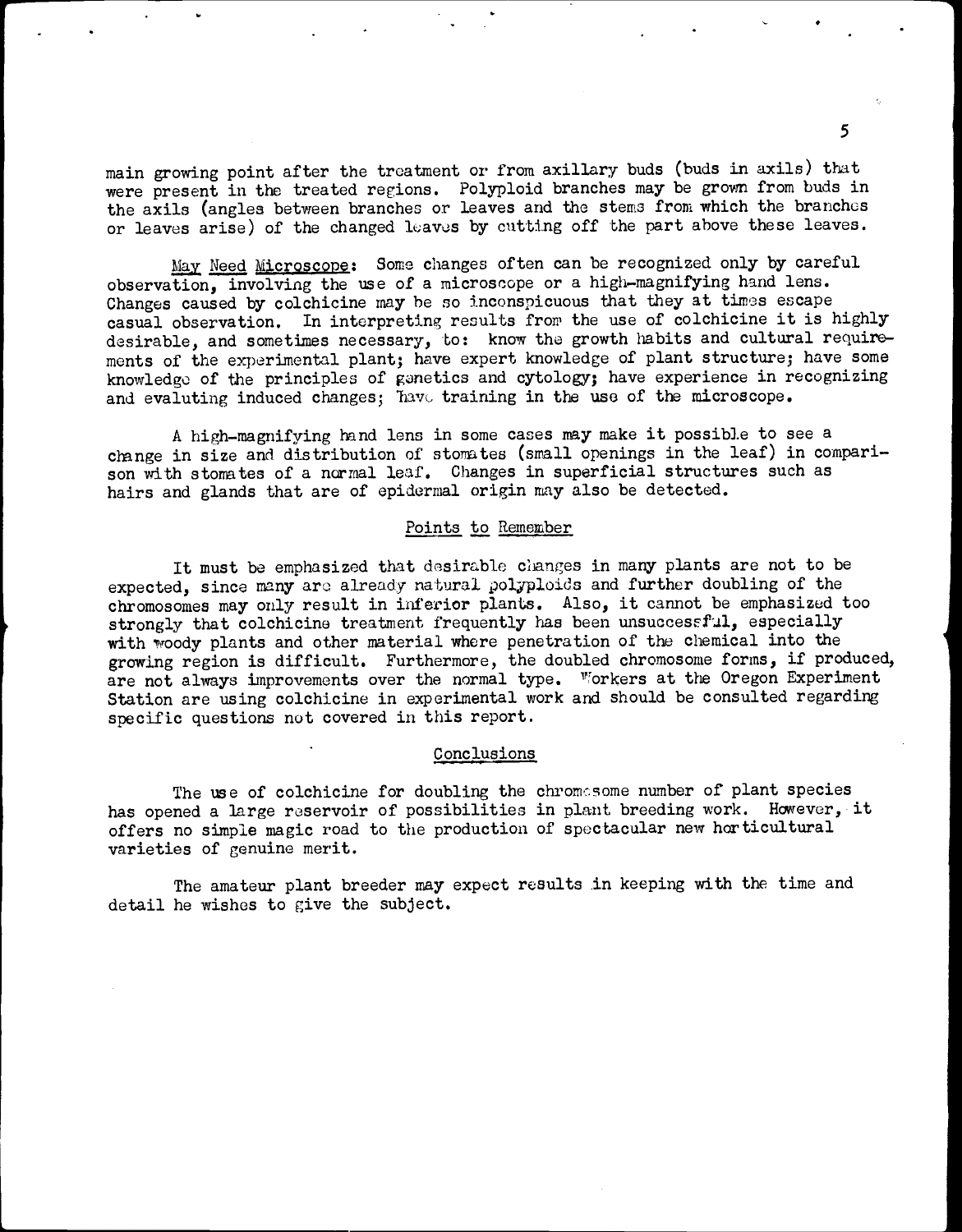main growing point after the treatment or from axillary buds (buds in axils) that were present in the treated regions. Polyploid branches may be grown from buds in the axils (angles between branches or leaves and the stems from which the branches or leaves arise) of the changed leaves by cutting off the part above these leaves.

May Need Microscope: Some changes often can be recognized only by careful observation, involving the use of a microscope or a high-magnifying hand lens. Changes caused by colchicine may be so inconspicuous that they at times escape casual observation. In interpreting results from the use of colchicine it is highly desirable, and sometimes necessary, to: know the growth habits and cultural requirements of the experimental plant; have expert knowledge of plant structure; have some knowledge of the principles of genetics and cytology; have experience in recognizing and evaluting induced changes; have training in the use of the microscope.

A high-magnifying hand lens in some cases may make it possible to see a change in size and distribution of stomates (small openings in the leaf) in comparison with stomates of a normal leaf. Changes in superficial structures such as hairs and glands that are of epidermal origin may also be detected.

## Points to Remember

It must be emphasized that desirable changes in many plants are not to be expected, since many are already natural polyploids and further doubling of the chromosomes may only result in inferior plants. Also, it cannot be emphasized too strongly that colchicine treatment frequently has been unsuccessful, especially with woody plants and other material where penetration of the chemical into the growing region is difficult. Furthermore, the doubled chromosome forms, if produced, are not always improvements over the normal type. Workers at the Oregon Experiment Station are using colchicine in experimental work and should be consulted regarding specific questions not covered in this report.

## Conclusions

The use of colchicine for doubling the chromosome number of plant species has opened a large reservoir of possibilities in plant breeding work. However, it offers no simple magic road to the production of spectacular new horticultural varieties of genuine merit.

The amateur plant breeder may expect results in keeping with the time and detail he wishes to give the subject.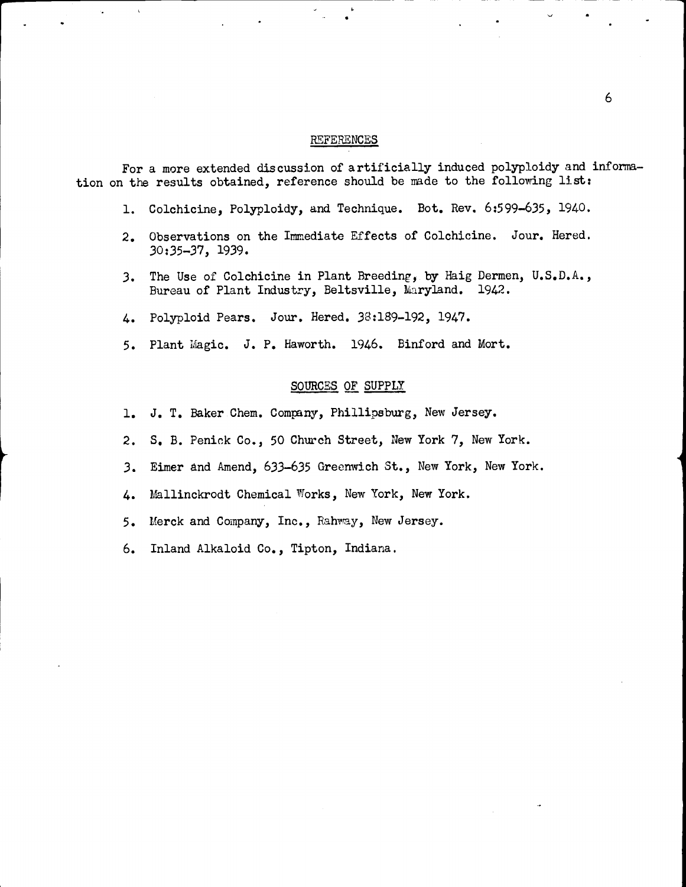## REFERENCES

For a more extended discussion of artificially induced polyploidy and information on the results obtained, reference should be made to the following list:

1. Colchicine, Polyploidy, and Technique. Bot. Rev. 6:599-635, 1940.
2. Observations on the Immediate Effects of Colchicine. Jour. Hered. 30:35-37, 1939.
3. The Use of Colchicine in Plant Breeding, by Haig Dermen, U.S.D.A., Bureau of Plant Industry, Beltsville, Maryland. 1942.
4. Polyploid Pears. Jour. Hered. 38:189-192, 1947.
5. Plant Magic. J. P. Haworth. 1946. Binford and Mort.

## SOURCES OF SUPPLY

1. J. T. Baker Chem. Company, Phillipsburg, New Jersey.
2. S. B. Penick Co., 50 Church Street, New York 7, New York.
3. Eimer and Amend, 633-635 Greenwich St., New York, New York.
4. Mallinckrodt Chemical Works, New York, New York.
5. Merck and Company, Inc., Rahway, New Jersey.
6. Inland Alkaloid Co., Tipton, Indiana.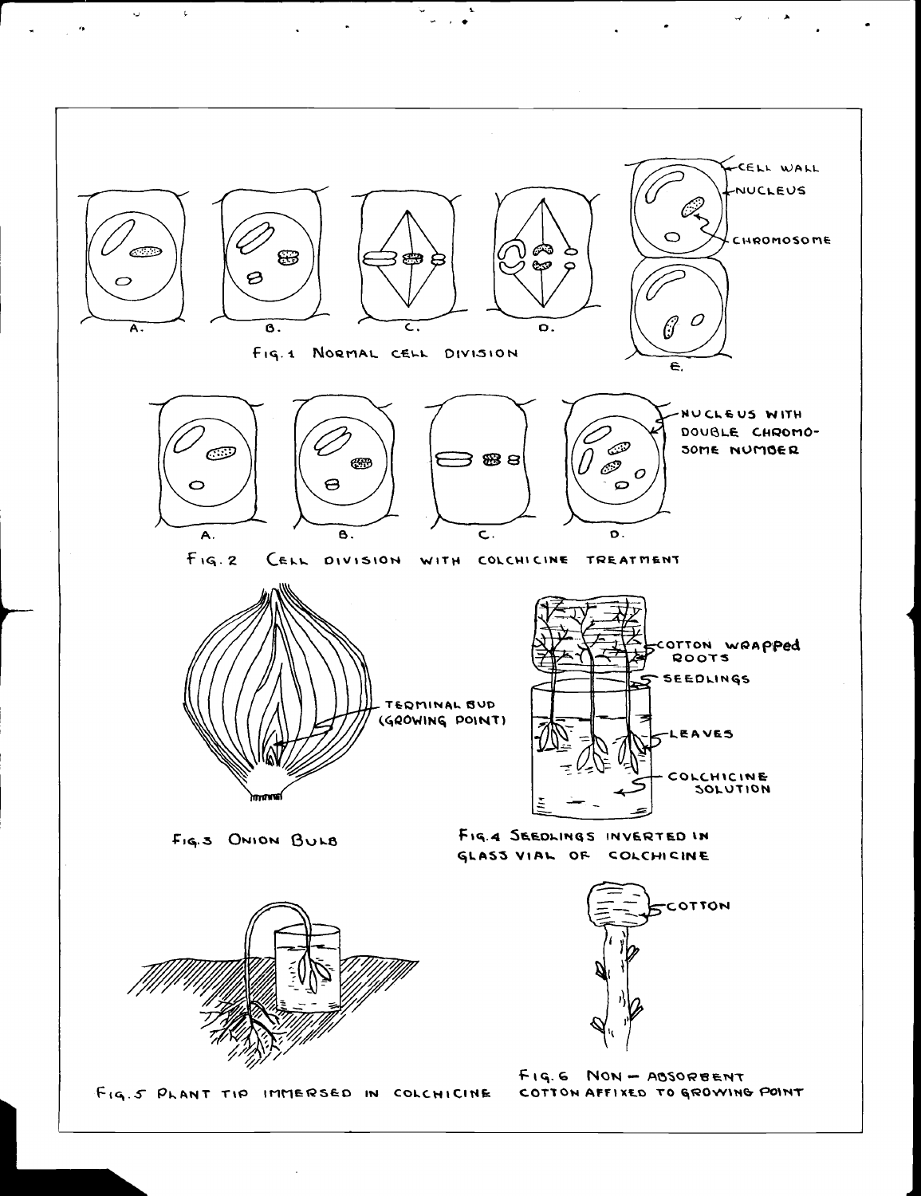CELL WALL

NUCLEUS

CHROMOSOME

A. B. C. D. E.

FIG. 1 NORMAL CELL DIVISION

NUCLEUS WITH DOUBLE CHROMOSOME NUMBER

A. B. C. D.

FIG. 2 CELL DIVISION WITH COLCHICINE TREATMENT

TERMINAL BUD (GROWING POINT)

FIG. 3 ONION BULB

COTTON WRAPPED ROOTS

SEEDLINGS

LEAVES

COLCHICINE SOLUTION

FIG. 4 SEEDLINGS INVERTED IN GLASS VIAL OF COLCHICINE

FIG. 5 PLANT TIP IMMERSED IN COLCHICINE

COTTON

FIG. 6 NON-ABSORBENT COTTON AFFIXED TO GROWING POINT